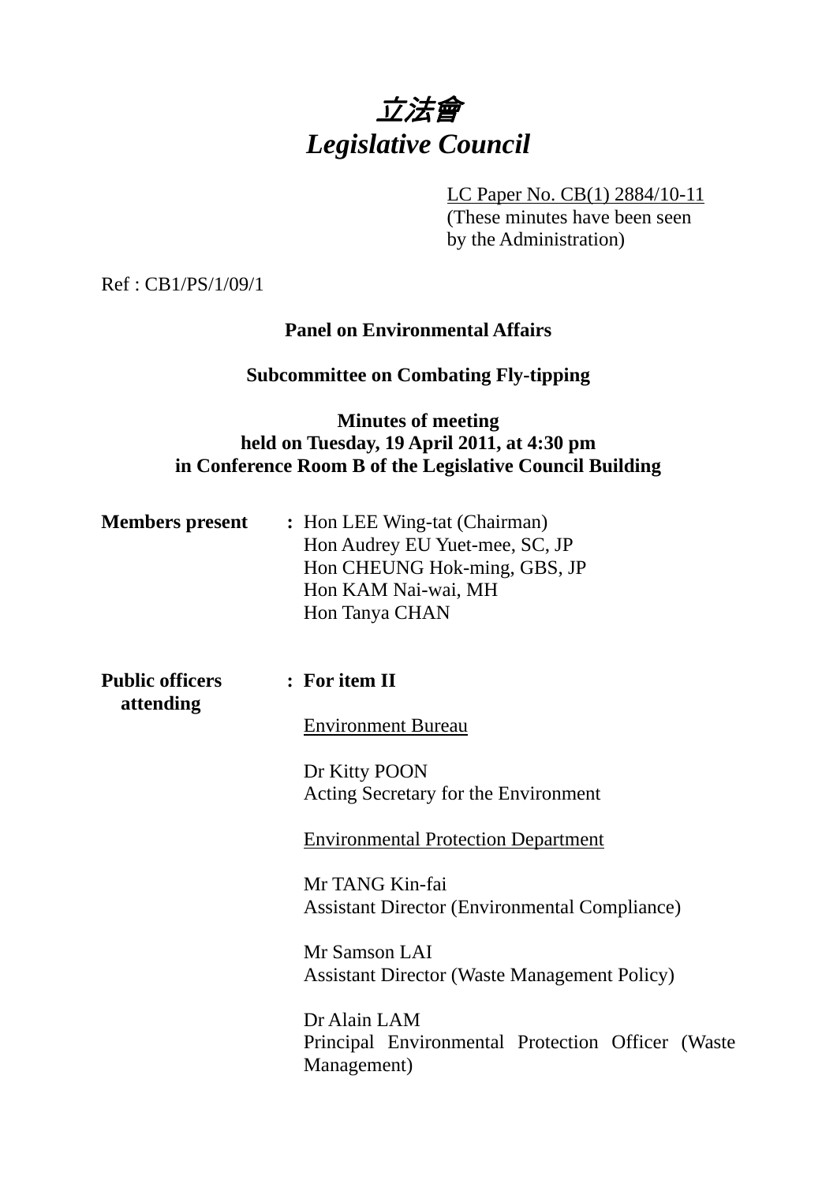# *立法會*
# *Legislative Council*

LC Paper No. CB(1) 2884/10-11
(These minutes have been seen by the Administration)

Ref : CB1/PS/1/09/1

**Panel on Environmental Affairs**

**Subcommittee on Combating Fly-tipping**

**Minutes of meeting**
**held on Tuesday, 19 April 2011, at 4:30 pm**
**in Conference Room B of the Legislative Council Building**

**Members present** : Hon LEE Wing-tat (Chairman)
Hon Audrey EU Yuet-mee, SC, JP
Hon CHEUNG Hok-ming, GBS, JP
Hon KAM Nai-wai, MH
Hon Tanya CHAN

**Public officers attending** : **For item II**

Environment Bureau

Dr Kitty POON
Acting Secretary for the Environment

Environmental Protection Department

Mr TANG Kin-fai
Assistant Director (Environmental Compliance)

Mr Samson LAI
Assistant Director (Waste Management Policy)

Dr Alain LAM
Principal Environmental Protection Officer (Waste Management)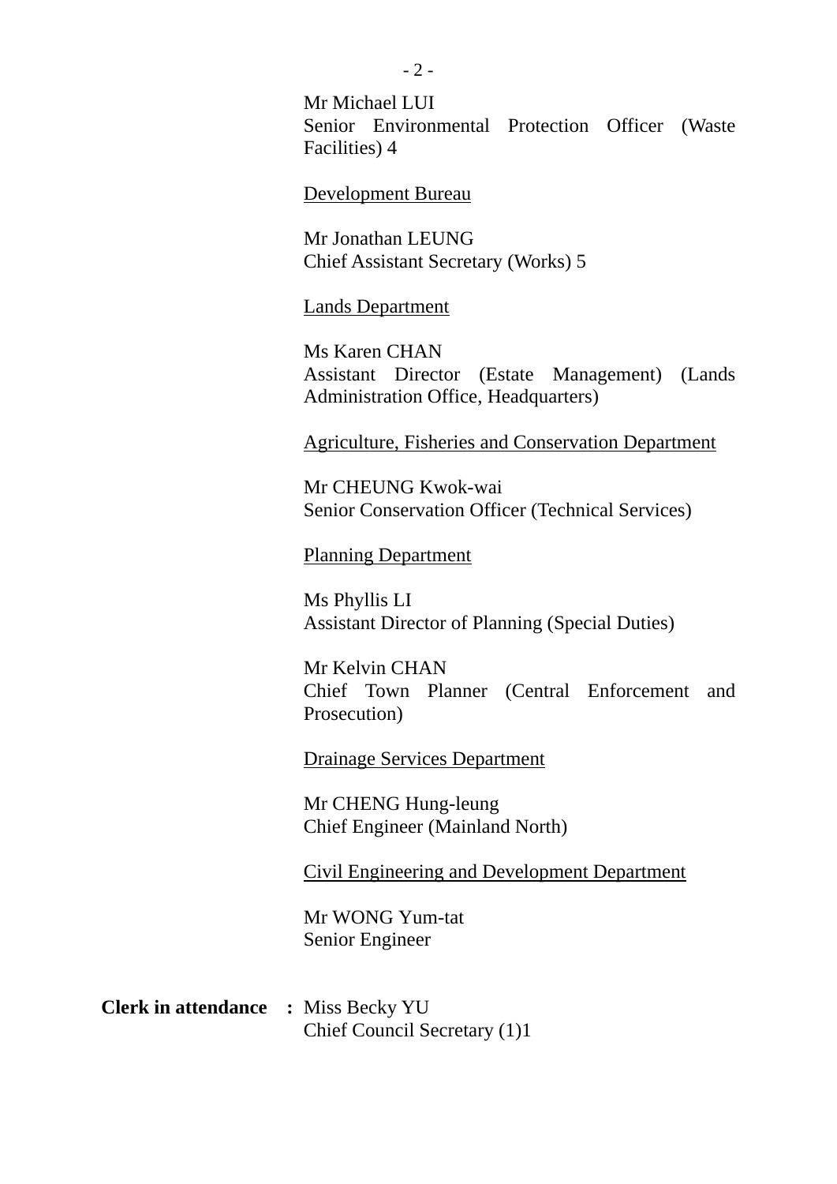Mr Michael LUI
Senior Environmental Protection Officer (Waste Facilities) 4

<u>Development Bureau</u>

Mr Jonathan LEUNG
Chief Assistant Secretary (Works) 5

<u>Lands Department</u>

Ms Karen CHAN
Assistant Director (Estate Management) (Lands Administration Office, Headquarters)

<u>Agriculture, Fisheries and Conservation Department</u>

Mr CHEUNG Kwok-wai
Senior Conservation Officer (Technical Services)

<u>Planning Department</u>

Ms Phyllis LI
Assistant Director of Planning (Special Duties)

Mr Kelvin CHAN
Chief Town Planner (Central Enforcement and Prosecution)

<u>Drainage Services Department</u>

Mr CHENG Hung-leung
Chief Engineer (Mainland North)

<u>Civil Engineering and Development Department</u>

Mr WONG Yum-tat
Senior Engineer

**Clerk in attendance :** Miss Becky YU
Chief Council Secretary (1)1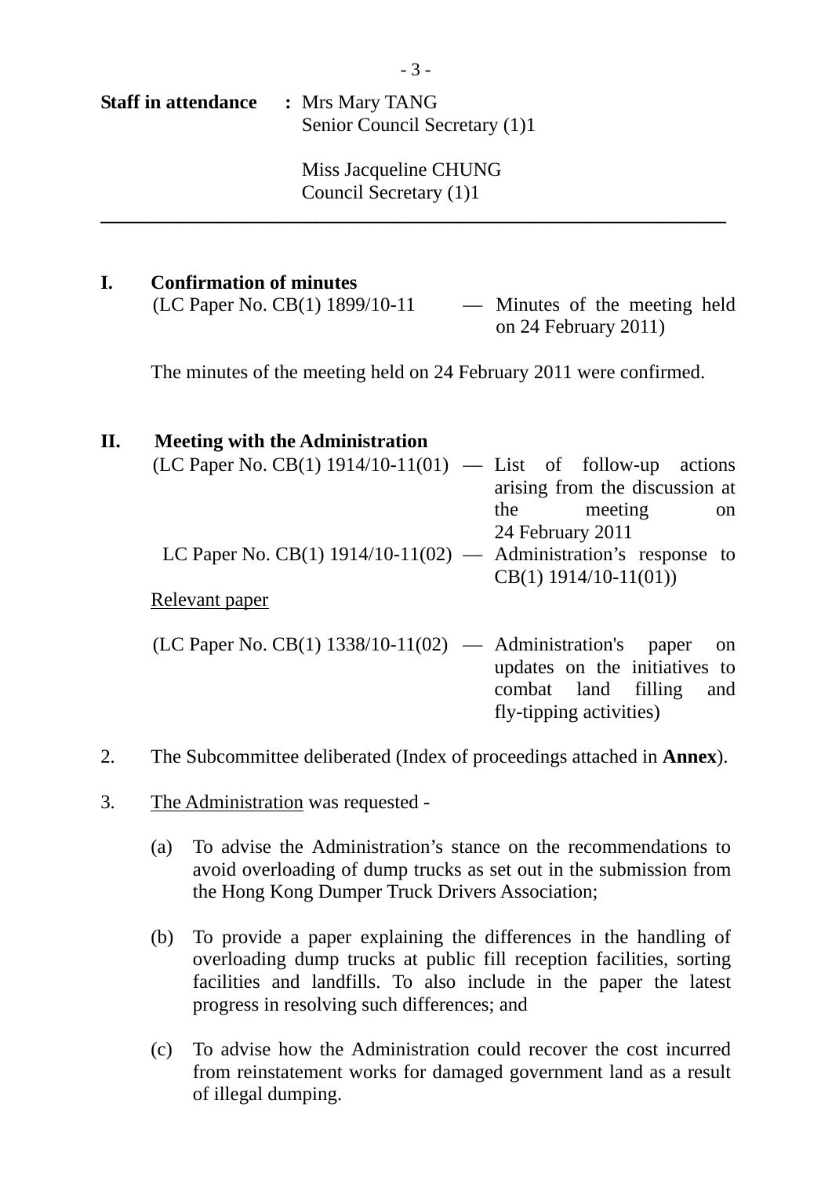**Staff in attendance** **:** Mrs Mary TANG
Senior Council Secretary (1)1

Miss Jacqueline CHUNG
Council Secretary (1)1

---

## I. Confirmation of minutes

(LC Paper No. CB(1) 1899/10-11 — Minutes of the meeting held on 24 February 2011)

The minutes of the meeting held on 24 February 2011 were confirmed.

## II. Meeting with the Administration

(LC Paper No. CB(1) 1914/10-11(01) — List of follow-up actions arising from the discussion at the meeting on 24 February 2011

LC Paper No. CB(1) 1914/10-11(02) — Administration's response to CB(1) 1914/10-11(01))

Relevant paper

(LC Paper No. CB(1) 1338/10-11(02) — Administration's paper on updates on the initiatives to combat land filling and fly-tipping activities)

2. The Subcommittee deliberated (Index of proceedings attached in **Annex**).

3. The Administration was requested -

(a) To advise the Administration's stance on the recommendations to avoid overloading of dump trucks as set out in the submission from the Hong Kong Dumper Truck Drivers Association;

(b) To provide a paper explaining the differences in the handling of overloading dump trucks at public fill reception facilities, sorting facilities and landfills. To also include in the paper the latest progress in resolving such differences; and

(c) To advise how the Administration could recover the cost incurred from reinstatement works for damaged government land as a result of illegal dumping.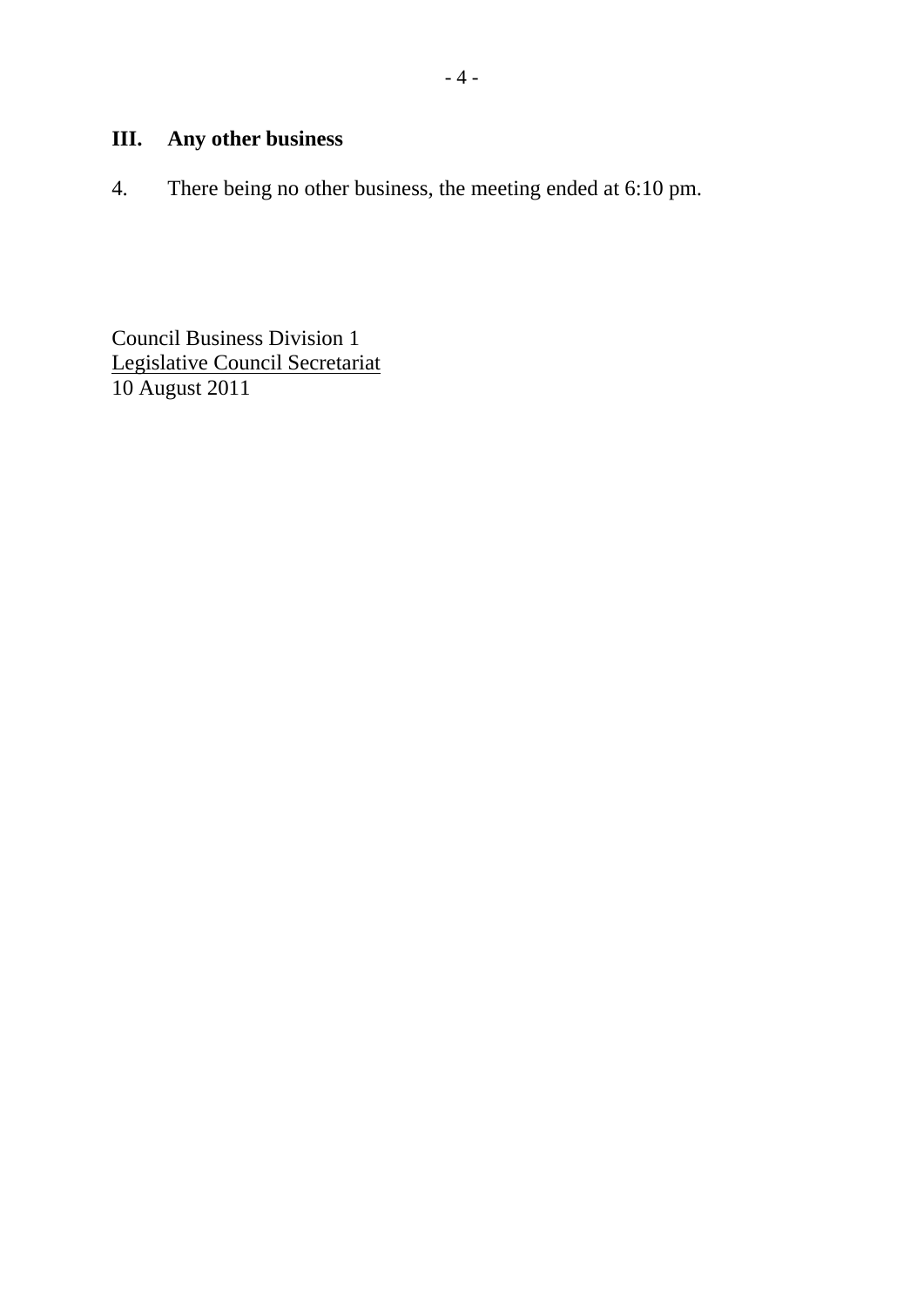## III. Any other business

4. There being no other business, the meeting ended at 6:10 pm.

Council Business Division 1
Legislative Council Secretariat
10 August 2011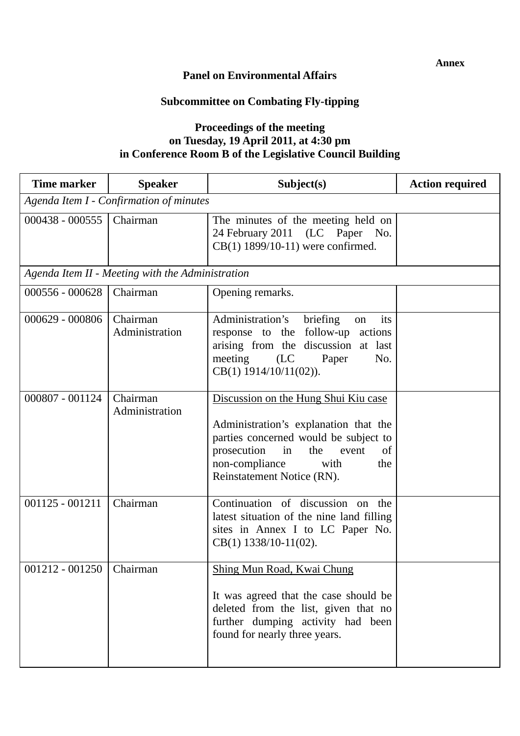**Annex**

**Panel on Environmental Affairs**

**Subcommittee on Combating Fly-tipping**

**Proceedings of the meeting on Tuesday, 19 April 2011, at 4:30 pm in Conference Room B of the Legislative Council Building**

| Time marker | Speaker | Subject(s) | Action required |
|---|---|---|---|
| *Agenda Item I - Confirmation of minutes* | | | |
| 000438 - 000555 | Chairman | The minutes of the meeting held on 24 February 2011 (LC Paper No. CB(1) 1899/10-11) were confirmed. | |
| *Agenda Item II - Meeting with the Administration* | | | |
| 000556 - 000628 | Chairman | Opening remarks. | |
| 000629 - 000806 | Chairman<br>Administration | Administration's briefing on its response to the follow-up actions arising from the discussion at last meeting (LC Paper No. CB(1) 1914/10/11(02)). | |
| 000807 - 001124 | Chairman<br>Administration | <u>Discussion on the Hung Shui Kiu case</u><br><br>Administration's explanation that the parties concerned would be subject to prosecution in the event of non-compliance with the Reinstatement Notice (RN). | |
| 001125 - 001211 | Chairman | Continuation of discussion on the latest situation of the nine land filling sites in Annex I to LC Paper No. CB(1) 1338/10-11(02). | |
| 001212 - 001250 | Chairman | <u>Shing Mun Road, Kwai Chung</u><br><br>It was agreed that the case should be deleted from the list, given that no further dumping activity had been found for nearly three years. | |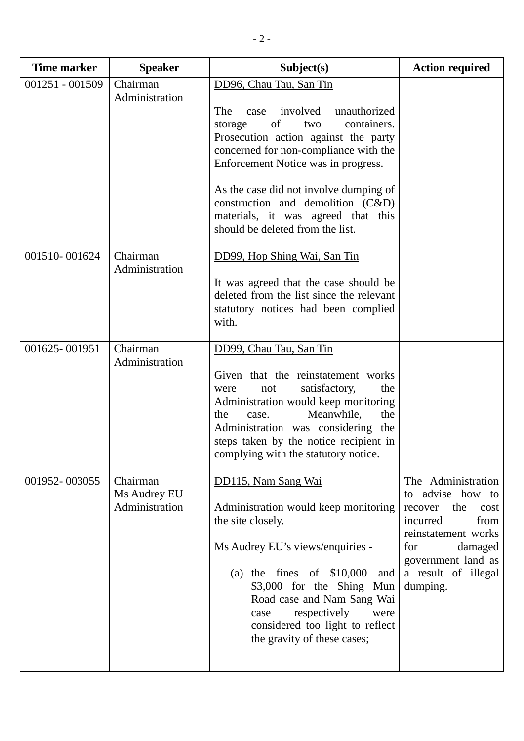| Time marker | Speaker | Subject(s) | Action required |
|---|---|---|---|
| 001251 - 001509 | Chairman<br>Administration | DD96, Chau Tau, San Tin<br><br>The case involved unauthorized storage of two containers. Prosecution action against the party concerned for non-compliance with the Enforcement Notice was in progress.<br><br>As the case did not involve dumping of construction and demolition (C&D) materials, it was agreed that this should be deleted from the list. | |
| 001510- 001624 | Chairman<br>Administration | DD99, Hop Shing Wai, San Tin<br><br>It was agreed that the case should be deleted from the list since the relevant statutory notices had been complied with. | |
| 001625- 001951 | Chairman<br>Administration | DD99, Chau Tau, San Tin<br><br>Given that the reinstatement works were not satisfactory, the Administration would keep monitoring the case. Meanwhile, the Administration was considering the steps taken by the notice recipient in complying with the statutory notice. | |
| 001952- 003055 | Chairman<br>Ms Audrey EU<br>Administration | DD115, Nam Sang Wai<br><br>Administration would keep monitoring the site closely.<br><br>Ms Audrey EU's views/enquiries -<br><br>(a) the fines of $10,000 and $3,000 for the Shing Mun Road case and Nam Sang Wai case respectively were considered too light to reflect the gravity of these cases; | The Administration to advise how to recover the cost incurred from reinstatement works for damaged government land as a result of illegal dumping. |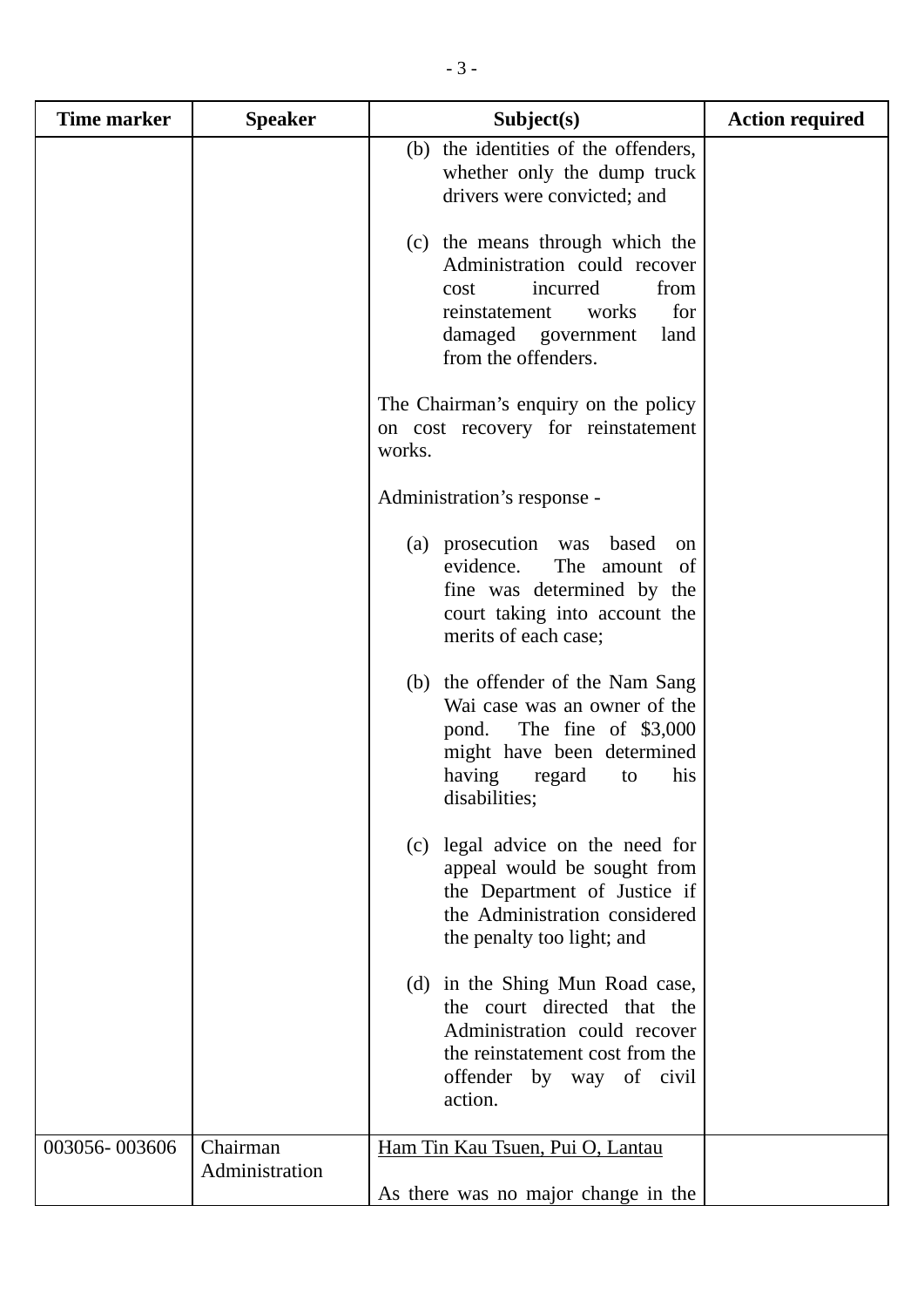| Time marker | Speaker | Subject(s) | Action required |
|---|---|---|---|
| | | (b) the identities of the offenders, whether only the dump truck drivers were convicted; and<br><br>(c) the means through which the Administration could recover cost incurred from reinstatement works for damaged government land from the offenders.<br><br>The Chairman's enquiry on the policy on cost recovery for reinstatement works.<br><br>Administration's response -<br><br>(a) prosecution was based on evidence. The amount of fine was determined by the court taking into account the merits of each case;<br><br>(b) the offender of the Nam Sang Wai case was an owner of the pond. The fine of $3,000 might have been determined having regard to his disabilities;<br><br>(c) legal advice on the need for appeal would be sought from the Department of Justice if the Administration considered the penalty too light; and<br><br>(d) in the Shing Mun Road case, the court directed that the Administration could recover the reinstatement cost from the offender by way of civil action. | |
| 003056- 003606 | Chairman<br>Administration | <u>Ham Tin Kau Tsuen, Pui O, Lantau</u><br><br>As there was no major change in the | |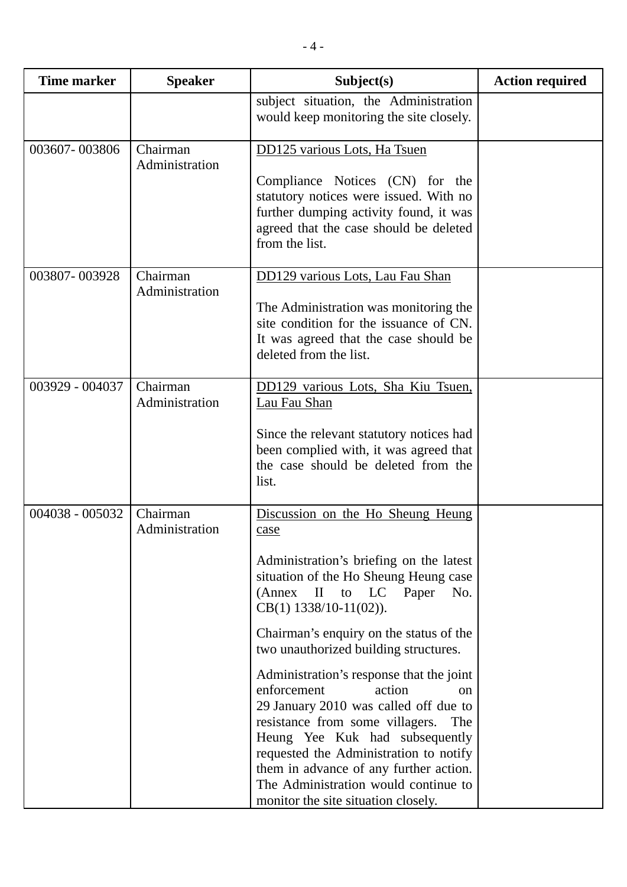| Time marker | Speaker | Subject(s) | Action required |
|---|---|---|---|
| | | subject situation, the Administration would keep monitoring the site closely. | |
| 003607- 003806 | Chairman<br>Administration | DD125 various Lots, Ha Tsuen<br><br>Compliance Notices (CN) for the statutory notices were issued. With no further dumping activity found, it was agreed that the case should be deleted from the list. | |
| 003807- 003928 | Chairman<br>Administration | DD129 various Lots, Lau Fau Shan<br><br>The Administration was monitoring the site condition for the issuance of CN. It was agreed that the case should be deleted from the list. | |
| 003929 - 004037 | Chairman<br>Administration | DD129 various Lots, Sha Kiu Tsuen, Lau Fau Shan<br><br>Since the relevant statutory notices had been complied with, it was agreed that the case should be deleted from the list. | |
| 004038 - 005032 | Chairman<br>Administration | Discussion on the Ho Sheung Heung case<br><br>Administration's briefing on the latest situation of the Ho Sheung Heung case (Annex II to LC Paper No. CB(1) 1338/10-11(02)).<br><br>Chairman's enquiry on the status of the two unauthorized building structures.<br><br>Administration's response that the joint enforcement action on 29 January 2010 was called off due to resistance from some villagers. The Heung Yee Kuk had subsequently requested the Administration to notify them in advance of any further action. The Administration would continue to monitor the site situation closely. | |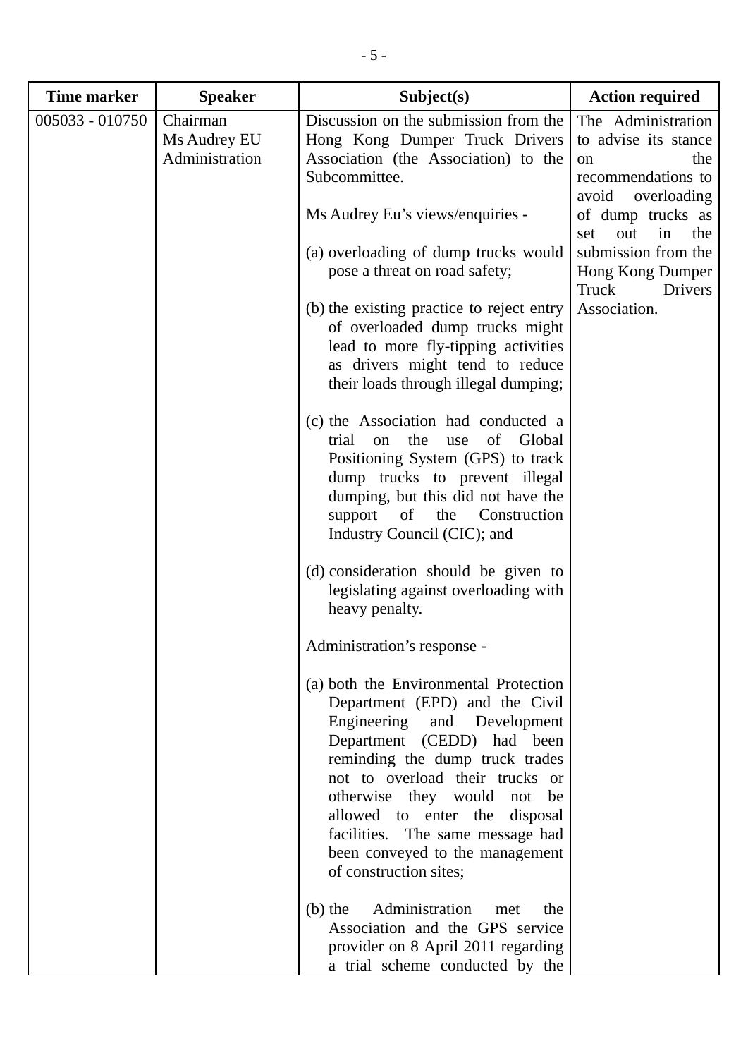| Time marker | Speaker | Subject(s) | Action required |
|---|---|---|---|
| 005033 - 010750 | Chairman<br>Ms Audrey EU<br>Administration | Discussion on the submission from the Hong Kong Dumper Truck Drivers Association (the Association) to the Subcommittee.<br><br>Ms Audrey Eu's views/enquiries -<br><br>(a) overloading of dump trucks would pose a threat on road safety;<br><br>(b) the existing practice to reject entry of overloaded dump trucks might lead to more fly-tipping activities as drivers might tend to reduce their loads through illegal dumping;<br><br>(c) the Association had conducted a trial on the use of Global Positioning System (GPS) to track dump trucks to prevent illegal dumping, but this did not have the support of the Construction Industry Council (CIC); and<br><br>(d) consideration should be given to legislating against overloading with heavy penalty.<br><br>Administration's response -<br><br>(a) both the Environmental Protection Department (EPD) and the Civil Engineering and Development Department (CEDD) had been reminding the dump truck trades not to overload their trucks or otherwise they would not be allowed to enter the disposal facilities. The same message had been conveyed to the management of construction sites;<br><br>(b) the Administration met the Association and the GPS service provider on 8 April 2011 regarding a trial scheme conducted by the | The Administration to advise its stance on the recommendations to avoid overloading of dump trucks as set out in the submission from the Hong Kong Dumper Truck Drivers Association. |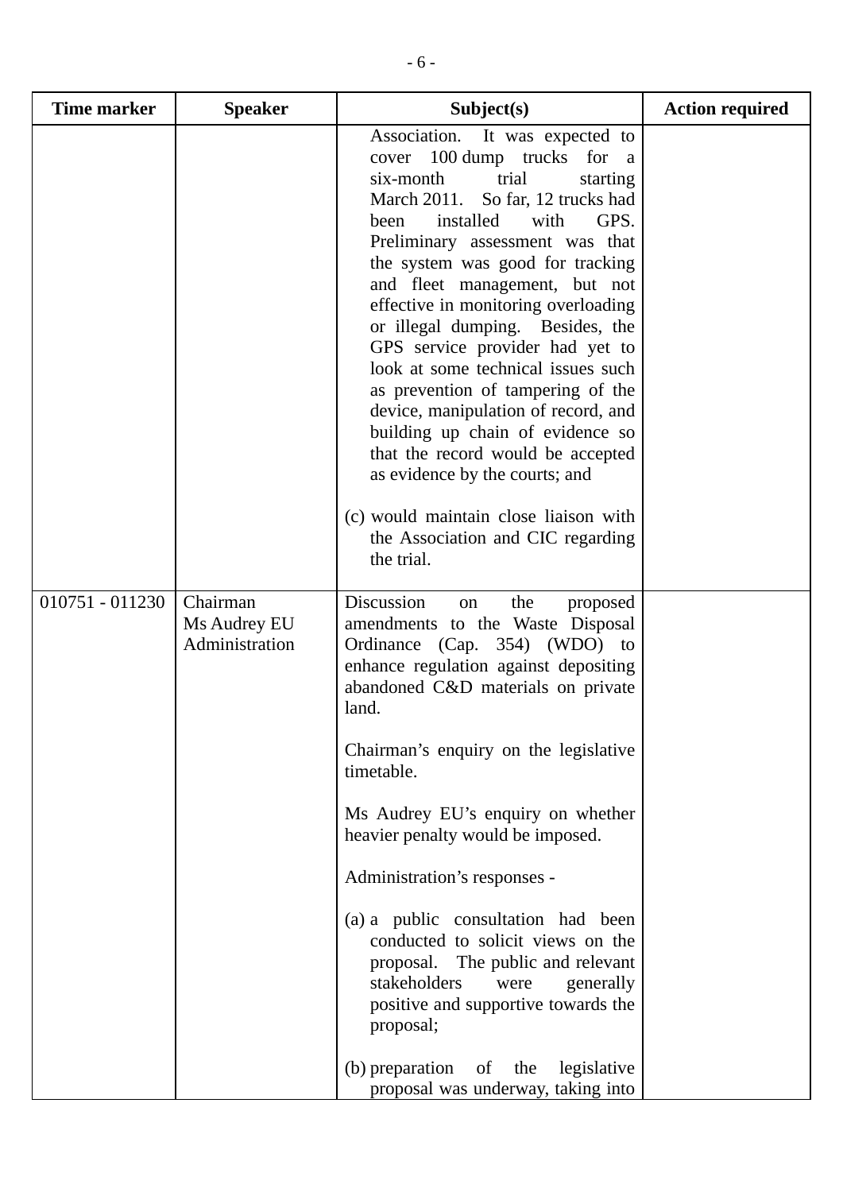| Time marker | Speaker | Subject(s) | Action required |
|---|---|---|---|
| | | Association. It was expected to cover 100 dump trucks for a six-month trial starting March 2011. So far, 12 trucks had been installed with GPS. Preliminary assessment was that the system was good for tracking and fleet management, but not effective in monitoring overloading or illegal dumping. Besides, the GPS service provider had yet to look at some technical issues such as prevention of tampering of the device, manipulation of record, and building up chain of evidence so that the record would be accepted as evidence by the courts; and<br><br>(c) would maintain close liaison with the Association and CIC regarding the trial. | |
| 010751 - 011230 | Chairman<br>Ms Audrey EU<br>Administration | Discussion on the proposed amendments to the Waste Disposal Ordinance (Cap. 354) (WDO) to enhance regulation against depositing abandoned C&D materials on private land.<br><br>Chairman's enquiry on the legislative timetable.<br><br>Ms Audrey EU's enquiry on whether heavier penalty would be imposed.<br><br>Administration's responses -<br><br>(a) a public consultation had been conducted to solicit views on the proposal. The public and relevant stakeholders were generally positive and supportive towards the proposal;<br><br>(b) preparation of the legislative proposal was underway, taking into | |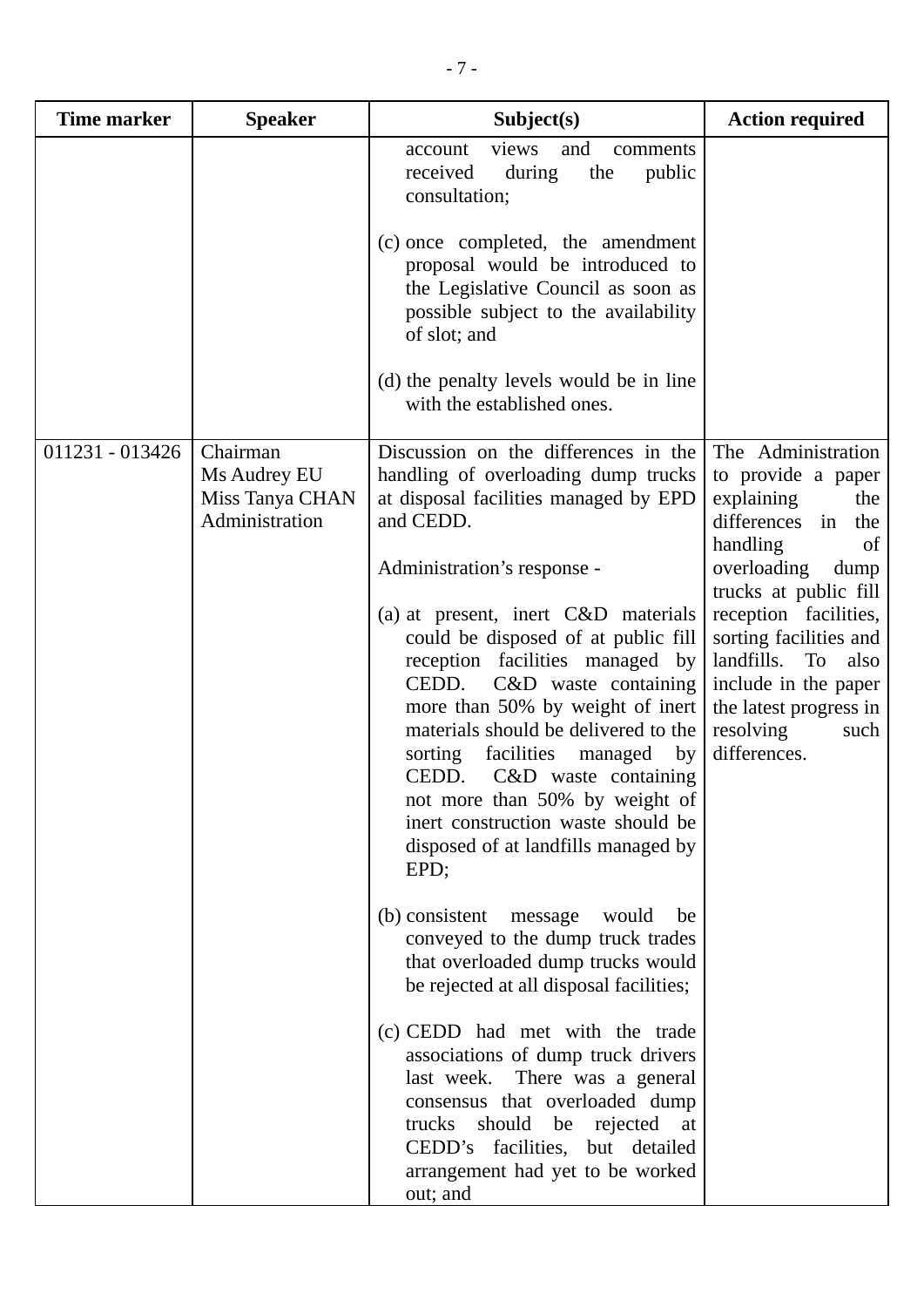| Time marker | Speaker | Subject(s) | Action required |
|---|---|---|---|
| | | account views and comments received during the public consultation;<br><br>(c) once completed, the amendment proposal would be introduced to the Legislative Council as soon as possible subject to the availability of slot; and<br><br>(d) the penalty levels would be in line with the established ones. | |
| 011231 - 013426 | Chairman<br>Ms Audrey EU<br>Miss Tanya CHAN<br>Administration | Discussion on the differences in the handling of overloading dump trucks at disposal facilities managed by EPD and CEDD.<br><br>Administration's response -<br><br>(a) at present, inert C&D materials could be disposed of at public fill reception facilities managed by CEDD. C&D waste containing more than 50% by weight of inert materials should be delivered to the sorting facilities managed by CEDD. C&D waste containing not more than 50% by weight of inert construction waste should be disposed of at landfills managed by EPD;<br><br>(b) consistent message would be conveyed to the dump truck trades that overloaded dump trucks would be rejected at all disposal facilities;<br><br>(c) CEDD had met with the trade associations of dump truck drivers last week. There was a general consensus that overloaded dump trucks should be rejected at CEDD's facilities, but detailed arrangement had yet to be worked out; and | The Administration to provide a paper explaining the differences in the handling of overloading dump trucks at public fill reception facilities, sorting facilities and landfills. To also include in the paper the latest progress in resolving such differences. |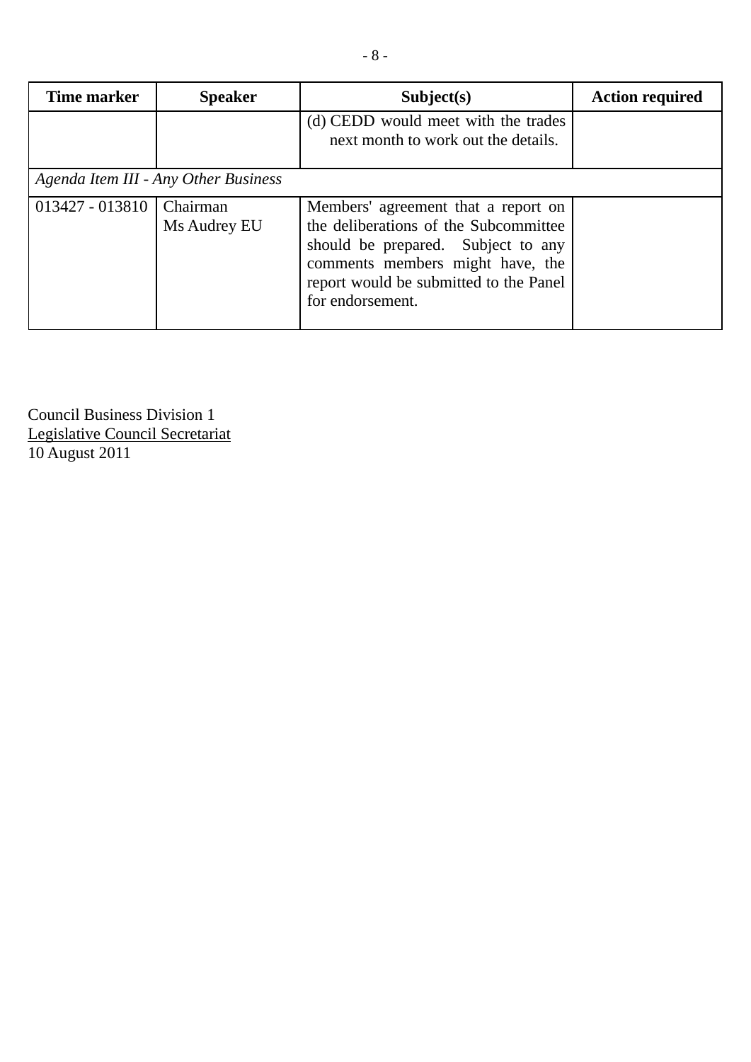| Time marker | Speaker | Subject(s) | Action required |
|---|---|---|---|
| | | (d) CEDD would meet with the trades next month to work out the details. | |
| *Agenda Item III - Any Other Business* | | | |
| 013427 - 013810 | Chairman<br>Ms Audrey EU | Members' agreement that a report on the deliberations of the Subcommittee should be prepared. Subject to any comments members might have, the report would be submitted to the Panel for endorsement. | |

Council Business Division 1
Legislative Council Secretariat
10 August 2011